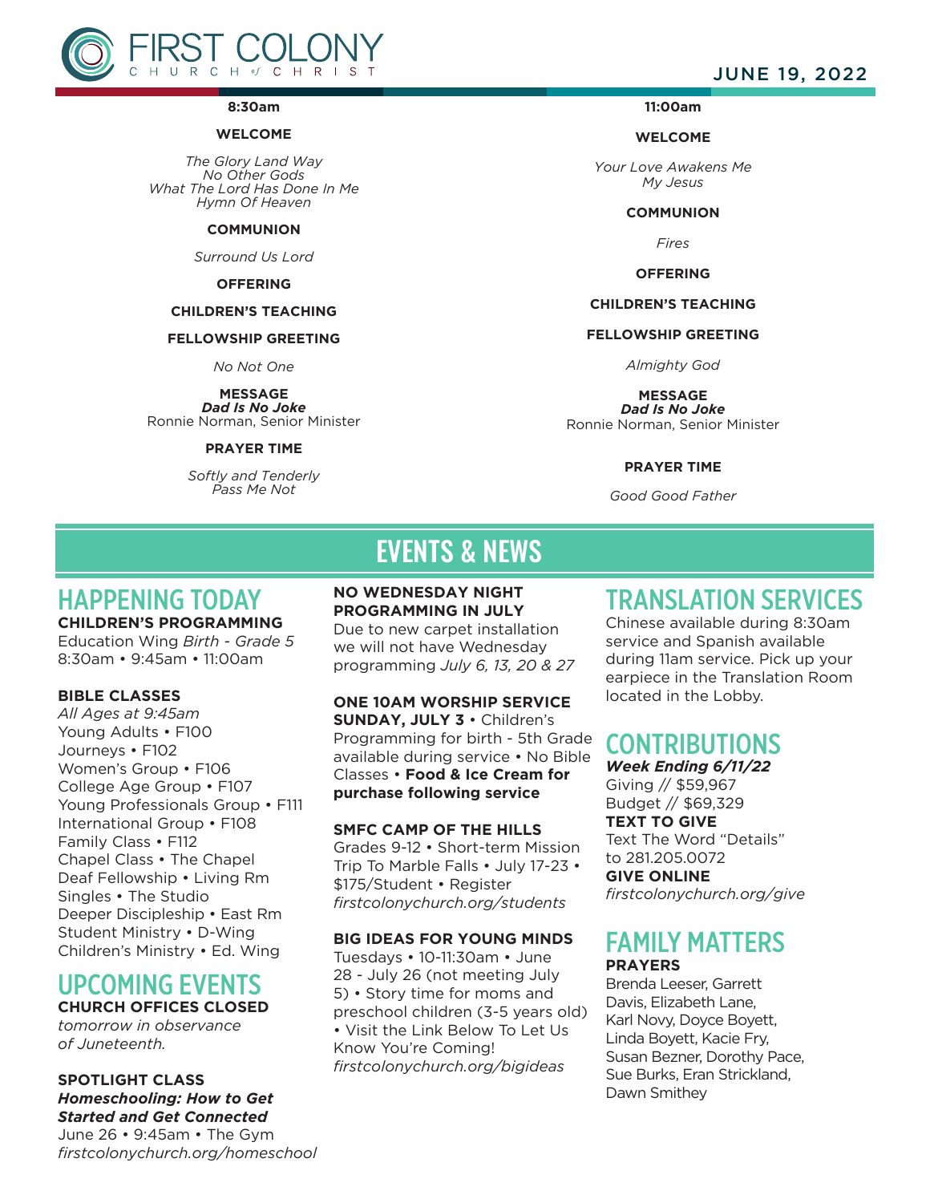# FIRST COLONY CHURCH of CHRIST

JUNE 19, 2022

## 8:30am

**WELCOME**

*The Glory Land Way*
*No Other Gods*
*What The Lord Has Done In Me*
*Hymn Of Heaven*

**COMMUNION**

*Surround Us Lord*

**OFFERING**

**CHILDREN'S TEACHING**

**FELLOWSHIP GREETING**

*No Not One*

**MESSAGE**
***Dad Is No Joke***
Ronnie Norman, Senior Minister

**PRAYER TIME**

*Softly and Tenderly*
*Pass Me Not*

## 11:00am

**WELCOME**

*Your Love Awakens Me*
*My Jesus*

**COMMUNION**

*Fires*

**OFFERING**

**CHILDREN'S TEACHING**

**FELLOWSHIP GREETING**

*Almighty God*

**MESSAGE**
***Dad Is No Joke***
Ronnie Norman, Senior Minister

**PRAYER TIME**

*Good Good Father*

# EVENTS & NEWS

## HAPPENING TODAY

**CHILDREN'S PROGRAMMING**
Education Wing *Birth - Grade 5*
8:30am • 9:45am • 11:00am

**BIBLE CLASSES**
*All Ages at 9:45am*
Young Adults • F100
Journeys • F102
Women's Group • F106
College Age Group • F107
Young Professionals Group • F111
International Group • F108
Family Class • F112
Chapel Class • The Chapel
Deaf Fellowship • Living Rm
Singles • The Studio
Deeper Discipleship • East Rm
Student Ministry • D-Wing
Children's Ministry • Ed. Wing

## UPCOMING EVENTS

**CHURCH OFFICES CLOSED**
*tomorrow in observance of Juneteenth.*

**SPOTLIGHT CLASS**
***Homeschooling: How to Get Started and Get Connected***
June 26 • 9:45am • The Gym
*firstcolonychurch.org/homeschool*

**NO WEDNESDAY NIGHT PROGRAMMING IN JULY**
Due to new carpet installation we will not have Wednesday programming *July 6, 13, 20 & 27*

**ONE 10AM WORSHIP SERVICE**
**SUNDAY, JULY 3** • Children's Programming for birth - 5th Grade available during service • No Bible Classes • **Food & Ice Cream for purchase following service**

**SMFC CAMP OF THE HILLS**
Grades 9-12 • Short-term Mission Trip To Marble Falls • July 17-23 • $175/Student • Register *firstcolonychurch.org/students*

**BIG IDEAS FOR YOUNG MINDS**
Tuesdays • 10-11:30am • June 28 - July 26 (not meeting July 5) • Story time for moms and preschool children (3-5 years old) • Visit the Link Below To Let Us Know You're Coming!
*firstcolonychurch.org/bigideas*

## TRANSLATION SERVICES

Chinese available during 8:30am service and Spanish available during 11am service. Pick up your earpiece in the Translation Room located in the Lobby.

## CONTRIBUTIONS

***Week Ending 6/11/22***
Giving // $59,967
Budget // $69,329

**TEXT TO GIVE**
Text The Word "Details" to 281.205.0072

**GIVE ONLINE**
*firstcolonychurch.org/give*

## FAMILY MATTERS

**PRAYERS**
Brenda Leeser, Garrett Davis, Elizabeth Lane, Karl Novy, Doyce Boyett, Linda Boyett, Kacie Fry, Susan Bezner, Dorothy Pace, Sue Burks, Eran Strickland, Dawn Smithey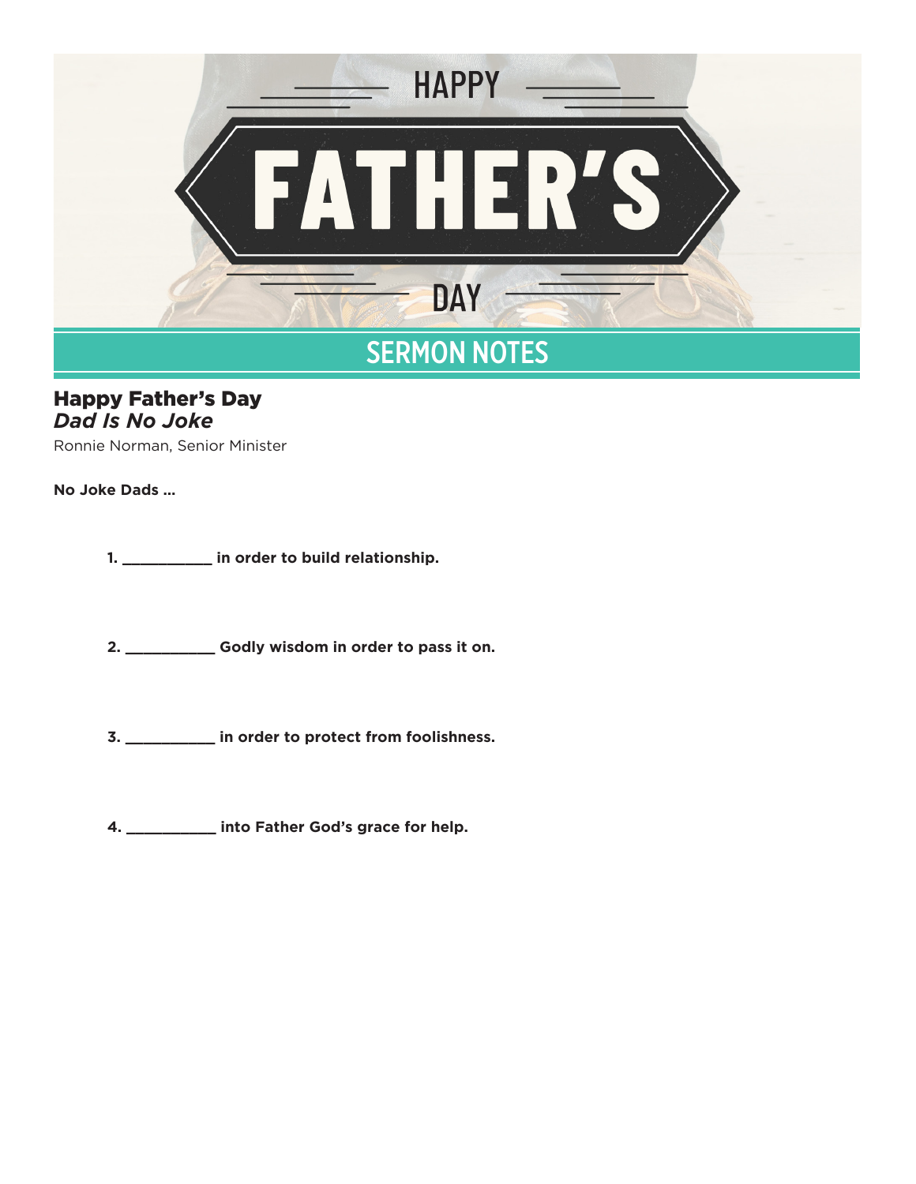HAPPY

FATHER'S

DAY

## SERMON NOTES

**Happy Father's Day**
***Dad Is No Joke***
Ronnie Norman, Senior Minister

**No Joke Dads ...**

1. **__________ in order to build relationship.**

2. **__________ Godly wisdom in order to pass it on.**

3. **__________ in order to protect from foolishness.**

4. **__________ into Father God's grace for help.**